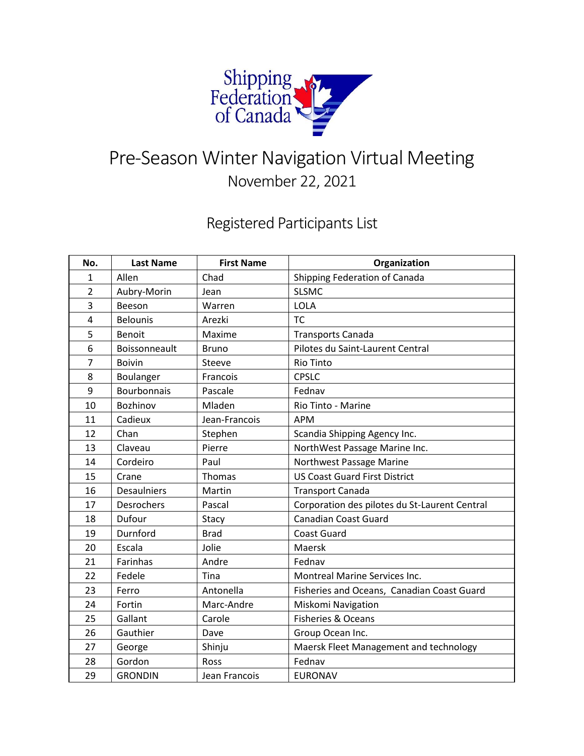Shipping Federation of Canada

# Pre-Season Winter Navigation Virtual Meeting

November 22, 2021

## Registered Participants List

| No. | Last Name | First Name | Organization |
|---|---|---|---|
| 1 | Allen | Chad | Shipping Federation of Canada |
| 2 | Aubry-Morin | Jean | SLSMC |
| 3 | Beeson | Warren | LOLA |
| 4 | Belounis | Arezki | TC |
| 5 | Benoit | Maxime | Transports Canada |
| 6 | Boissonneault | Bruno | Pilotes du Saint-Laurent Central |
| 7 | Boivin | Steeve | Rio Tinto |
| 8 | Boulanger | Francois | CPSLC |
| 9 | Bourbonnais | Pascale | Fednav |
| 10 | Bozhinov | Mladen | Rio Tinto - Marine |
| 11 | Cadieux | Jean-Francois | APM |
| 12 | Chan | Stephen | Scandia Shipping Agency Inc. |
| 13 | Claveau | Pierre | NorthWest Passage Marine Inc. |
| 14 | Cordeiro | Paul | Northwest Passage Marine |
| 15 | Crane | Thomas | US Coast Guard First District |
| 16 | Desaulniers | Martin | Transport Canada |
| 17 | Desrochers | Pascal | Corporation des pilotes du St-Laurent Central |
| 18 | Dufour | Stacy | Canadian Coast Guard |
| 19 | Durnford | Brad | Coast Guard |
| 20 | Escala | Jolie | Maersk |
| 21 | Farinhas | Andre | Fednav |
| 22 | Fedele | Tina | Montreal Marine Services Inc. |
| 23 | Ferro | Antonella | Fisheries and Oceans, Canadian Coast Guard |
| 24 | Fortin | Marc-Andre | Miskomi Navigation |
| 25 | Gallant | Carole | Fisheries & Oceans |
| 26 | Gauthier | Dave | Group Ocean Inc. |
| 27 | George | Shinju | Maersk Fleet Management and technology |
| 28 | Gordon | Ross | Fednav |
| 29 | GRONDIN | Jean Francois | EURONAV |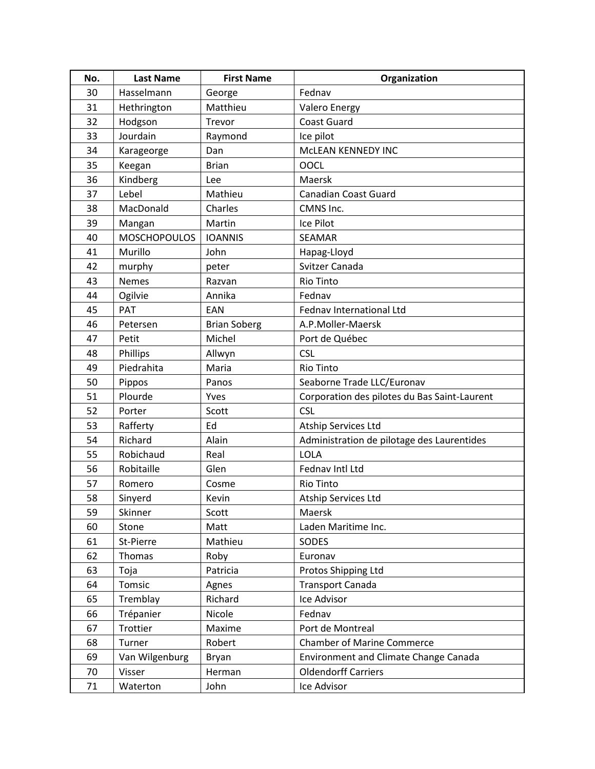| No. | Last Name | First Name | Organization |
| --- | --- | --- | --- |
| 30 | Hasselmann | George | Fednav |
| 31 | Hethrington | Matthieu | Valero Energy |
| 32 | Hodgson | Trevor | Coast Guard |
| 33 | Jourdain | Raymond | Ice pilot |
| 34 | Karageorge | Dan | McLEAN KENNEDY INC |
| 35 | Keegan | Brian | OOCL |
| 36 | Kindberg | Lee | Maersk |
| 37 | Lebel | Mathieu | Canadian Coast Guard |
| 38 | MacDonald | Charles | CMNS Inc. |
| 39 | Mangan | Martin | Ice Pilot |
| 40 | MOSCHOPOULOS | IOANNIS | SEAMAR |
| 41 | Murillo | John | Hapag-Lloyd |
| 42 | murphy | peter | Svitzer Canada |
| 43 | Nemes | Razvan | Rio Tinto |
| 44 | Ogilvie | Annika | Fednav |
| 45 | PAT | EAN | Fednav International Ltd |
| 46 | Petersen | Brian Soberg | A.P.Moller-Maersk |
| 47 | Petit | Michel | Port de Québec |
| 48 | Phillips | Allwyn | CSL |
| 49 | Piedrahita | Maria | Rio Tinto |
| 50 | Pippos | Panos | Seaborne Trade LLC/Euronav |
| 51 | Plourde | Yves | Corporation des pilotes du Bas Saint-Laurent |
| 52 | Porter | Scott | CSL |
| 53 | Rafferty | Ed | Atship Services Ltd |
| 54 | Richard | Alain | Administration de pilotage des Laurentides |
| 55 | Robichaud | Real | LOLA |
| 56 | Robitaille | Glen | Fednav Intl Ltd |
| 57 | Romero | Cosme | Rio Tinto |
| 58 | Sinyerd | Kevin | Atship Services Ltd |
| 59 | Skinner | Scott | Maersk |
| 60 | Stone | Matt | Laden Maritime Inc. |
| 61 | St-Pierre | Mathieu | SODES |
| 62 | Thomas | Roby | Euronav |
| 63 | Toja | Patricia | Protos Shipping Ltd |
| 64 | Tomsic | Agnes | Transport Canada |
| 65 | Tremblay | Richard | Ice Advisor |
| 66 | Trépanier | Nicole | Fednav |
| 67 | Trottier | Maxime | Port de Montreal |
| 68 | Turner | Robert | Chamber of Marine Commerce |
| 69 | Van Wilgenburg | Bryan | Environment and Climate Change Canada |
| 70 | Visser | Herman | Oldendorff Carriers |
| 71 | Waterton | John | Ice Advisor |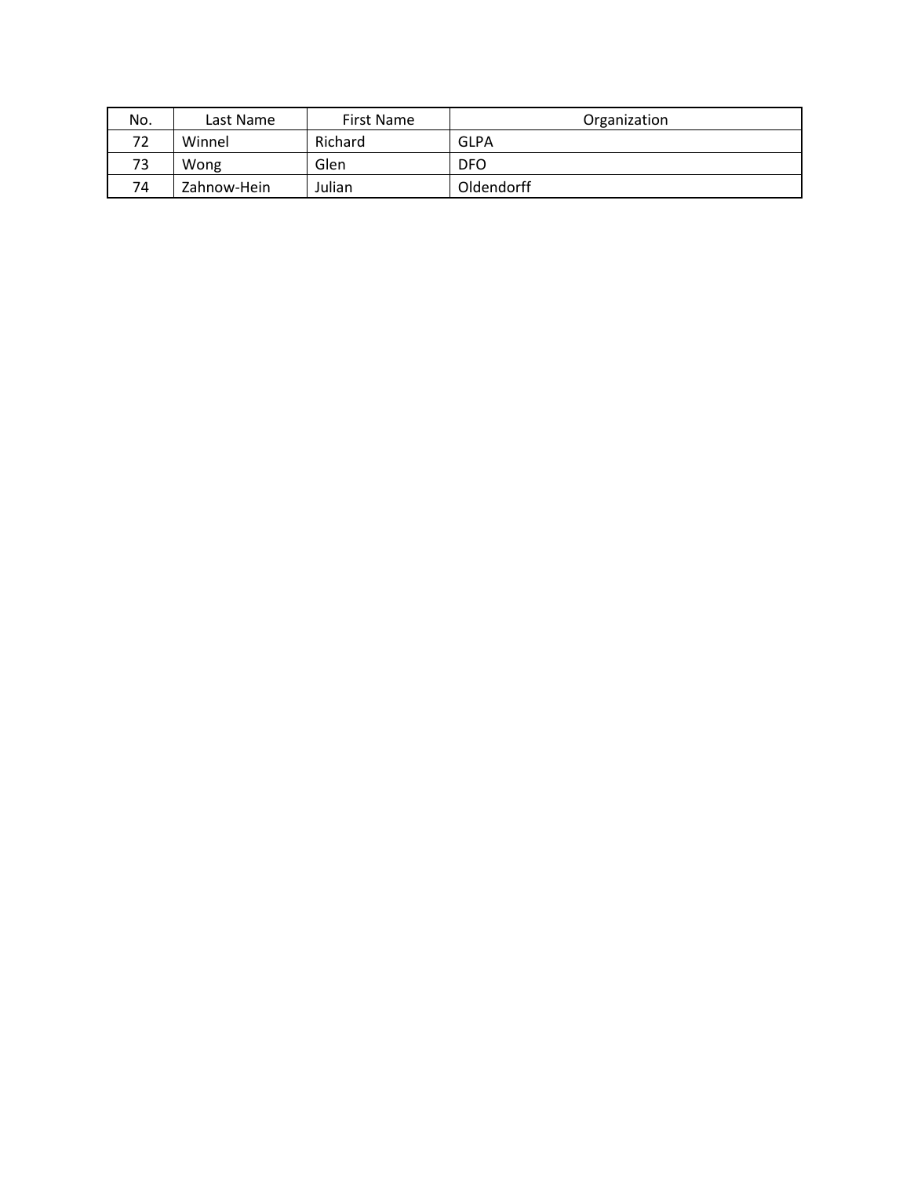| No. | Last Name | First Name | Organization |
| --- | --- | --- | --- |
| 72 | Winnel | Richard | GLPA |
| 73 | Wong | Glen | DFO |
| 74 | Zahnow-Hein | Julian | Oldendorff |